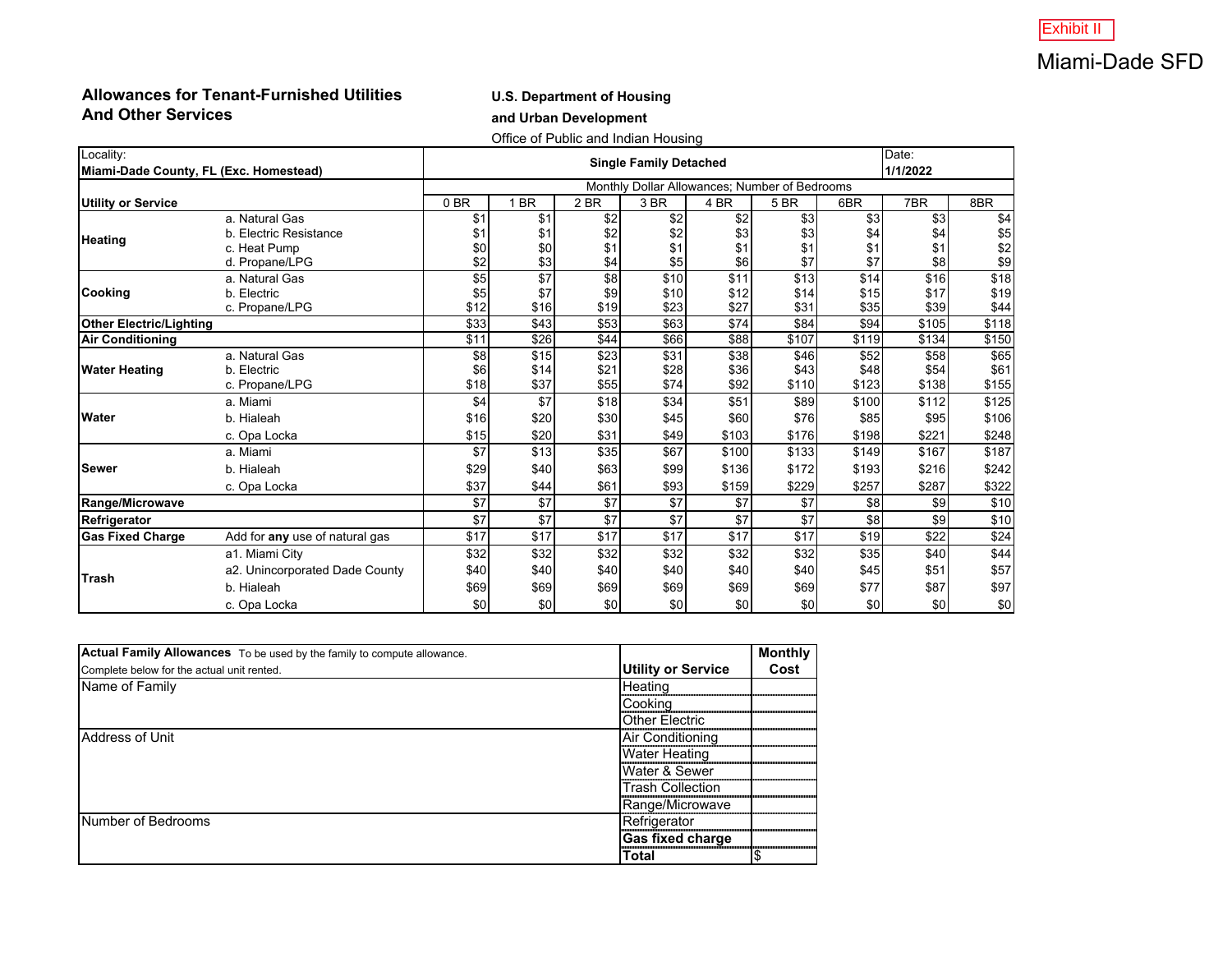Exhibit II

Miami-Dade SFD

**Allowances for Tenant-Furnished Utilities And Other Services**

**U.S. Department of Housing and Urban Development**

Office of Public and Indian Housing

| Locality: **Miami-Dade County, FL (Exc. Homestead)** | | Single Family Detached | | | | | | | Date: **1/1/2022** | |
|---|---|---|---|---|---|---|---|---|---|---|
| | | Monthly Dollar Allowances; Number of Bedrooms | | | | | | | | |
| **Utility or Service** | | 0 BR | 1 BR | 2 BR | 3 BR | 4 BR | 5 BR | 6BR | 7BR | 8BR |
| **Heating** | a. Natural Gas | $1 | $1 | $2 | $2 | $2 | $3 | $3 | $3 | $4 |
| | b. Electric Resistance | $1 | $1 | $2 | $2 | $3 | $3 | $4 | $4 | $5 |
| | c. Heat Pump | $0 | $0 | $1 | $1 | $1 | $1 | $1 | $1 | $2 |
| | d. Propane/LPG | $2 | $3 | $4 | $5 | $6 | $7 | $7 | $8 | $9 |
| **Cooking** | a. Natural Gas | $5 | $7 | $8 | $10 | $11 | $13 | $14 | $16 | $18 |
| | b. Electric | $5 | $7 | $9 | $10 | $12 | $14 | $15 | $17 | $19 |
| | c. Propane/LPG | $12 | $16 | $19 | $23 | $27 | $31 | $35 | $39 | $44 |
| **Other Electric/Lighting** | | $33 | $43 | $53 | $63 | $74 | $84 | $94 | $105 | $118 |
| **Air Conditioning** | | $11 | $26 | $44 | $66 | $88 | $107 | $119 | $134 | $150 |
| **Water Heating** | a. Natural Gas | $8 | $15 | $23 | $31 | $38 | $46 | $52 | $58 | $65 |
| | b. Electric | $6 | $14 | $21 | $28 | $36 | $43 | $48 | $54 | $61 |
| | c. Propane/LPG | $18 | $37 | $55 | $74 | $92 | $110 | $123 | $138 | $155 |
| **Water** | a. Miami | $4 | $7 | $18 | $34 | $51 | $89 | $100 | $112 | $125 |
| | b. Hialeah | $16 | $20 | $30 | $45 | $60 | $76 | $85 | $95 | $106 |
| | c. Opa Locka | $15 | $20 | $31 | $49 | $103 | $176 | $198 | $221 | $248 |
| **Sewer** | a. Miami | $7 | $13 | $35 | $67 | $100 | $133 | $149 | $167 | $187 |
| | b. Hialeah | $29 | $40 | $63 | $99 | $136 | $172 | $193 | $216 | $242 |
| | c. Opa Locka | $37 | $44 | $61 | $93 | $159 | $229 | $257 | $287 | $322 |
| **Range/Microwave** | | $7 | $7 | $7 | $7 | $7 | $7 | $8 | $9 | $10 |
| **Refrigerator** | | $7 | $7 | $7 | $7 | $7 | $7 | $8 | $9 | $10 |
| **Gas Fixed Charge** | Add for **any** use of natural gas | $17 | $17 | $17 | $17 | $17 | $17 | $19 | $22 | $24 |
| **Trash** | a1. Miami City | $32 | $32 | $32 | $32 | $32 | $32 | $35 | $40 | $44 |
| | a2. Unincorporated Dade County | $40 | $40 | $40 | $40 | $40 | $40 | $45 | $51 | $57 |
| | b. Hialeah | $69 | $69 | $69 | $69 | $69 | $69 | $77 | $87 | $97 |
| | c. Opa Locka | $0 | $0 | $0 | $0 | $0 | $0 | $0 | $0 | $0 |

| **Actual Family Allowances** To be used by the family to compute allowance. Complete below for the actual unit rented. | **Utility or Service** | **Monthly Cost** |
|---|---|---|
| Name of Family | Heating | |
| | Cooking | |
| | Other Electric | |
| Address of Unit | Air Conditioning | |
| | Water Heating | |
| | Water & Sewer | |
| | Trash Collection | |
| | Range/Microwave | |
| Number of Bedrooms | Refrigerator | |
| | **Gas fixed charge** | |
| | **Total** | $ |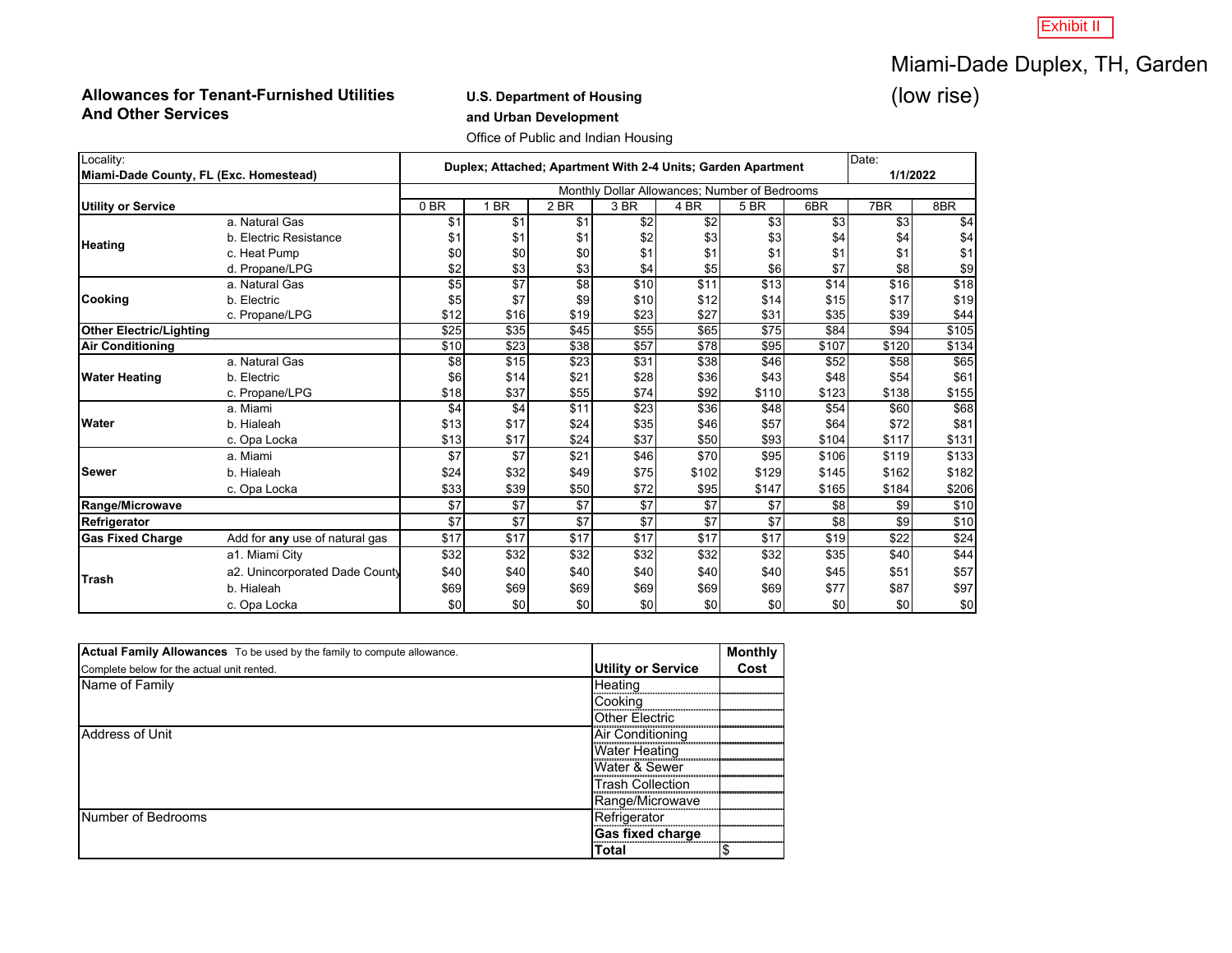Exhibit II

Miami-Dade Duplex, TH, Garden (low rise)

**Allowances for Tenant-Furnished Utilities And Other Services**

**U.S. Department of Housing and Urban Development**
Office of Public and Indian Housing

| Locality: **Miami-Dade County, FL (Exc. Homestead)** | | **Duplex; Attached; Apartment With 2-4 Units; Garden Apartment** | | | | | | | Date: **1/1/2022** | |
|---|---|---|---|---|---|---|---|---|---|---|
| | | Monthly Dollar Allowances; Number of Bedrooms | | | | | | | | |
| **Utility or Service** | | 0 BR | 1 BR | 2 BR | 3 BR | 4 BR | 5 BR | 6BR | 7BR | 8BR |
| **Heating** | a. Natural Gas | $1 | $1 | $1 | $2 | $2 | $3 | $3 | $3 | $4 |
| | b. Electric Resistance | $1 | $1 | $1 | $2 | $3 | $3 | $4 | $4 | $4 |
| | c. Heat Pump | $0 | $0 | $0 | $1 | $1 | $1 | $1 | $1 | $1 |
| | d. Propane/LPG | $2 | $3 | $3 | $4 | $5 | $6 | $7 | $8 | $9 |
| **Cooking** | a. Natural Gas | $5 | $7 | $8 | $10 | $11 | $13 | $14 | $16 | $18 |
| | b. Electric | $5 | $7 | $9 | $10 | $12 | $14 | $15 | $17 | $19 |
| | c. Propane/LPG | $12 | $16 | $19 | $23 | $27 | $31 | $35 | $39 | $44 |
| **Other Electric/Lighting** | | $25 | $35 | $45 | $55 | $65 | $75 | $84 | $94 | $105 |
| **Air Conditioning** | | $10 | $23 | $38 | $57 | $78 | $95 | $107 | $120 | $134 |
| **Water Heating** | a. Natural Gas | $8 | $15 | $23 | $31 | $38 | $46 | $52 | $58 | $65 |
| | b. Electric | $6 | $14 | $21 | $28 | $36 | $43 | $48 | $54 | $61 |
| | c. Propane/LPG | $18 | $37 | $55 | $74 | $92 | $110 | $123 | $138 | $155 |
| **Water** | a. Miami | $4 | $4 | $11 | $23 | $36 | $48 | $54 | $60 | $68 |
| | b. Hialeah | $13 | $17 | $24 | $35 | $46 | $57 | $64 | $72 | $81 |
| | c. Opa Locka | $13 | $17 | $24 | $37 | $50 | $93 | $104 | $117 | $131 |
| **Sewer** | a. Miami | $7 | $7 | $21 | $46 | $70 | $95 | $106 | $119 | $133 |
| | b. Hialeah | $24 | $32 | $49 | $75 | $102 | $129 | $145 | $162 | $182 |
| | c. Opa Locka | $33 | $39 | $50 | $72 | $95 | $147 | $165 | $184 | $206 |
| **Range/Microwave** | | $7 | $7 | $7 | $7 | $7 | $7 | $8 | $9 | $10 |
| **Refrigerator** | | $7 | $7 | $7 | $7 | $7 | $7 | $8 | $9 | $10 |
| **Gas Fixed Charge** | Add for **any** use of natural gas | $17 | $17 | $17 | $17 | $17 | $17 | $19 | $22 | $24 |
| **Trash** | a1. Miami City | $32 | $32 | $32 | $32 | $32 | $32 | $35 | $40 | $44 |
| | a2. Unincorporated Dade County | $40 | $40 | $40 | $40 | $40 | $40 | $45 | $51 | $57 |
| | b. Hialeah | $69 | $69 | $69 | $69 | $69 | $69 | $77 | $87 | $97 |
| | c. Opa Locka | $0 | $0 | $0 | $0 | $0 | $0 | $0 | $0 | $0 |

| **Actual Family Allowances** To be used by the family to compute allowance. Complete below for the actual unit rented. | **Utility or Service** | **Monthly Cost** |
|---|---|---|
| Name of Family | Heating | |
| | Cooking | |
| | Other Electric | |
| Address of Unit | Air Conditioning | |
| | Water Heating | |
| | Water & Sewer | |
| | Trash Collection | |
| | Range/Microwave | |
| Number of Bedrooms | Refrigerator | |
| | **Gas fixed charge** | |
| | **Total** | $ |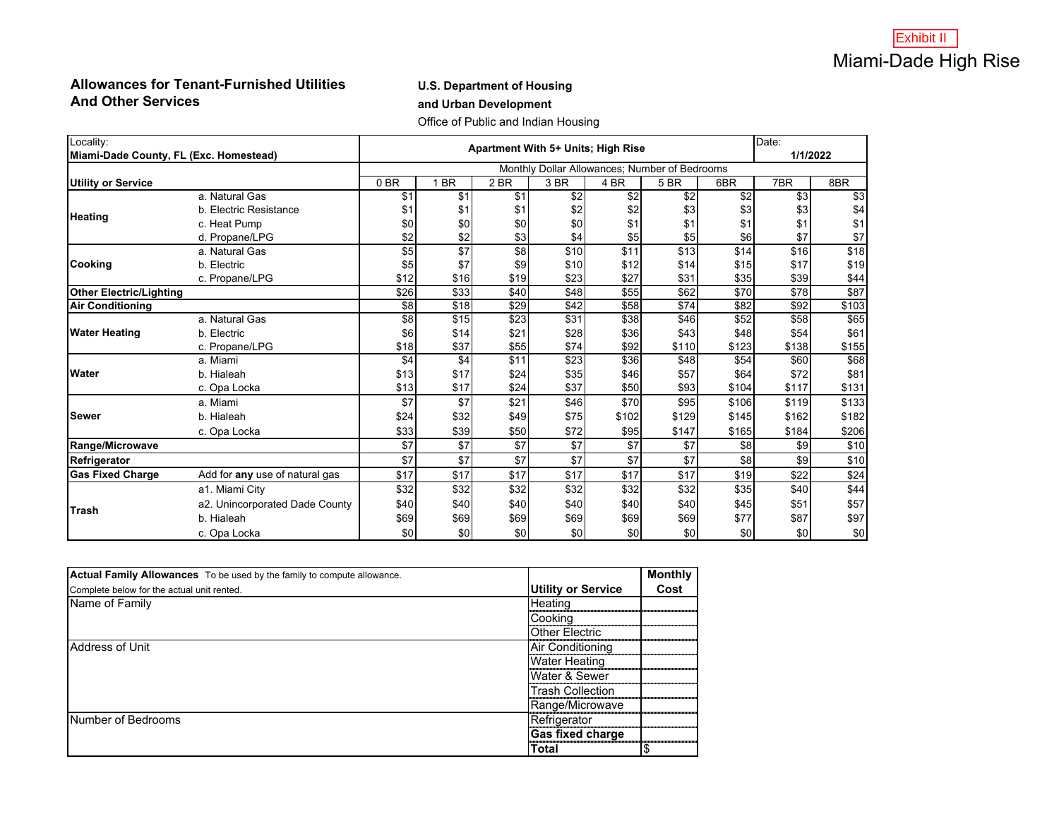Exhibit II

# Miami-Dade High Rise

**Allowances for Tenant-Furnished Utilities And Other Services**

**U.S. Department of Housing and Urban Development**

Office of Public and Indian Housing

| Locality: **Miami-Dade County, FL (Exc. Homestead)** | | **Apartment With 5+ Units; High Rise** | | | | | | | Date: **1/1/2022** | |
|---|---|---|---|---|---|---|---|---|---|---|
| | | Monthly Dollar Allowances; Number of Bedrooms | | | | | | | | |
| **Utility or Service** | | 0 BR | 1 BR | 2 BR | 3 BR | 4 BR | 5 BR | 6BR | 7BR | 8BR |
| **Heating** | a. Natural Gas | $1 | $1 | $1 | $2 | $2 | $2 | $2 | $3 | $3 |
| | b. Electric Resistance | $1 | $1 | $1 | $2 | $2 | $3 | $3 | $3 | $4 |
| | c. Heat Pump | $0 | $0 | $0 | $0 | $1 | $1 | $1 | $1 | $1 |
| | d. Propane/LPG | $2 | $2 | $3 | $4 | $5 | $5 | $6 | $7 | $7 |
| **Cooking** | a. Natural Gas | $5 | $7 | $8 | $10 | $11 | $13 | $14 | $16 | $18 |
| | b. Electric | $5 | $7 | $9 | $10 | $12 | $14 | $15 | $17 | $19 |
| | c. Propane/LPG | $12 | $16 | $19 | $23 | $27 | $31 | $35 | $39 | $44 |
| **Other Electric/Lighting** | | $26 | $33 | $40 | $48 | $55 | $62 | $70 | $78 | $87 |
| **Air Conditioning** | | $8 | $18 | $29 | $42 | $58 | $74 | $82 | $92 | $103 |
| **Water Heating** | a. Natural Gas | $8 | $15 | $23 | $31 | $38 | $46 | $52 | $58 | $65 |
| | b. Electric | $6 | $14 | $21 | $28 | $36 | $43 | $48 | $54 | $61 |
| | c. Propane/LPG | $18 | $37 | $55 | $74 | $92 | $110 | $123 | $138 | $155 |
| **Water** | a. Miami | $4 | $4 | $11 | $23 | $36 | $48 | $54 | $60 | $68 |
| | b. Hialeah | $13 | $17 | $24 | $35 | $46 | $57 | $64 | $72 | $81 |
| | c. Opa Locka | $13 | $17 | $24 | $37 | $50 | $93 | $104 | $117 | $131 |
| **Sewer** | a. Miami | $7 | $7 | $21 | $46 | $70 | $95 | $106 | $119 | $133 |
| | b. Hialeah | $24 | $32 | $49 | $75 | $102 | $129 | $145 | $162 | $182 |
| | c. Opa Locka | $33 | $39 | $50 | $72 | $95 | $147 | $165 | $184 | $206 |
| **Range/Microwave** | | $7 | $7 | $7 | $7 | $7 | $7 | $8 | $9 | $10 |
| **Refrigerator** | | $7 | $7 | $7 | $7 | $7 | $7 | $8 | $9 | $10 |
| **Gas Fixed Charge** | Add for **any** use of natural gas | $17 | $17 | $17 | $17 | $17 | $17 | $19 | $22 | $24 |
| **Trash** | a1. Miami City | $32 | $32 | $32 | $32 | $32 | $32 | $35 | $40 | $44 |
| | a2. Unincorporated Dade County | $40 | $40 | $40 | $40 | $40 | $40 | $45 | $51 | $57 |
| | b. Hialeah | $69 | $69 | $69 | $69 | $69 | $69 | $77 | $87 | $97 |
| | c. Opa Locka | $0 | $0 | $0 | $0 | $0 | $0 | $0 | $0 | $0 |

| **Actual Family Allowances** To be used by the family to compute allowance. Complete below for the actual unit rented. | **Utility or Service** | **Monthly Cost** |
|---|---|---|
| Name of Family | Heating | |
| | Cooking | |
| | Other Electric | |
| Address of Unit | Air Conditioning | |
| | Water Heating | |
| | Water & Sewer | |
| | Trash Collection | |
| | Range/Microwave | |
| Number of Bedrooms | Refrigerator | |
| | **Gas fixed charge** | |
| | **Total** | $ |